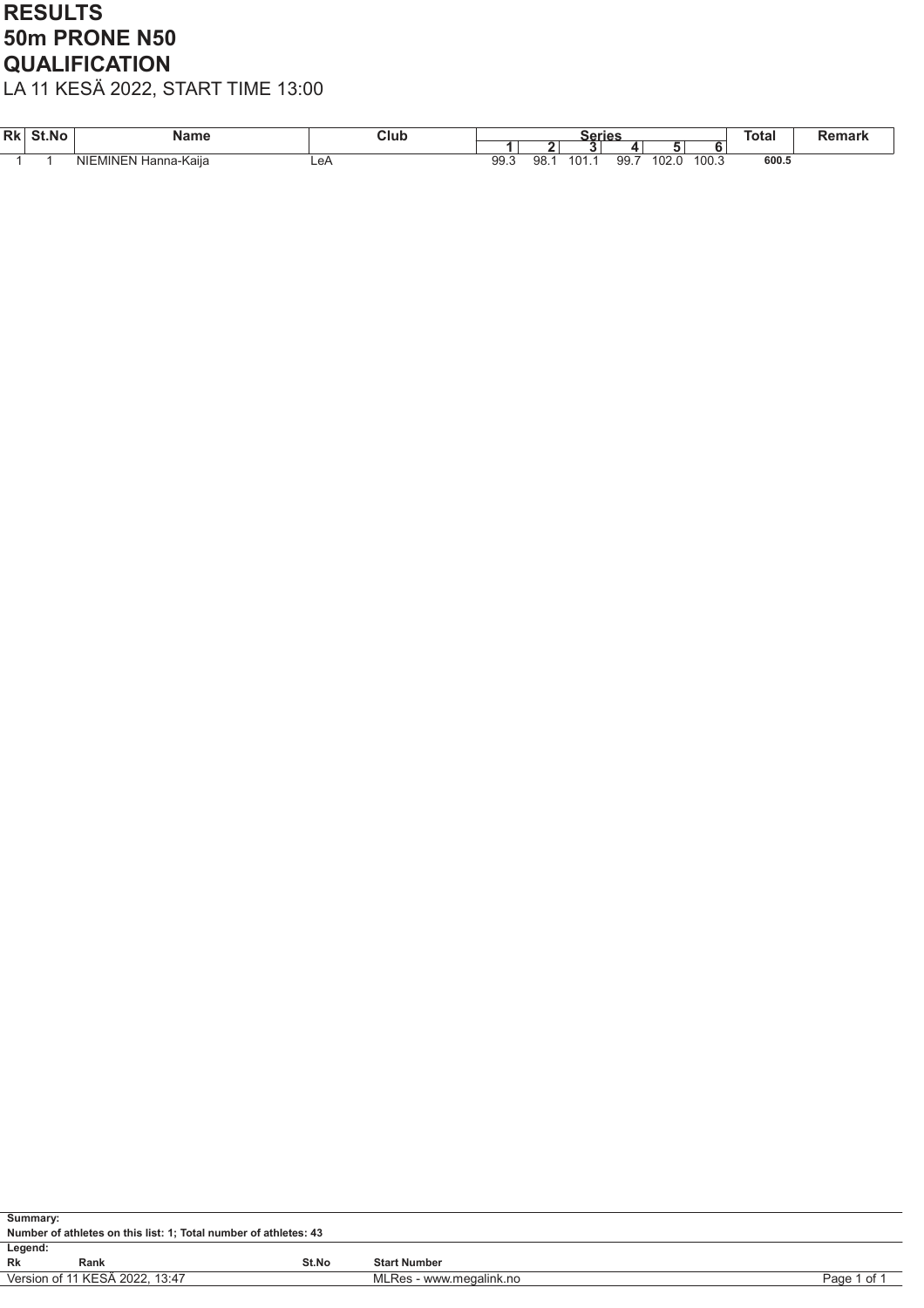# RESULTS
# 50m PRONE N50
# QUALIFICATION

LA 11 KESÄ 2022, START TIME 13:00

| Rk | St.No | Name | Club | Series | | | | | | Total | Remark |
|---|---|---|---|---|---|---|---|---|---|---|---|
| | | | | 1 | 2 | 3 | 4 | 5 | 6 | | |
| 1 | 1 | NIEMINEN Hanna-Kaija | LeA | 99.3 | 98.1 | 101.1 | 99.7 | 102.0 | 100.3 | **600.5** | |

**Summary:**
**Number of athletes on this list: 1; Total number of athletes: 43**

**Legend:**

| | | | |
|---|---|---|---|
| **Rk** | **Rank** | **St.No** | **Start Number** |

Version of 11 KESÄ 2022, 13:47 MLRes - www.megalink.no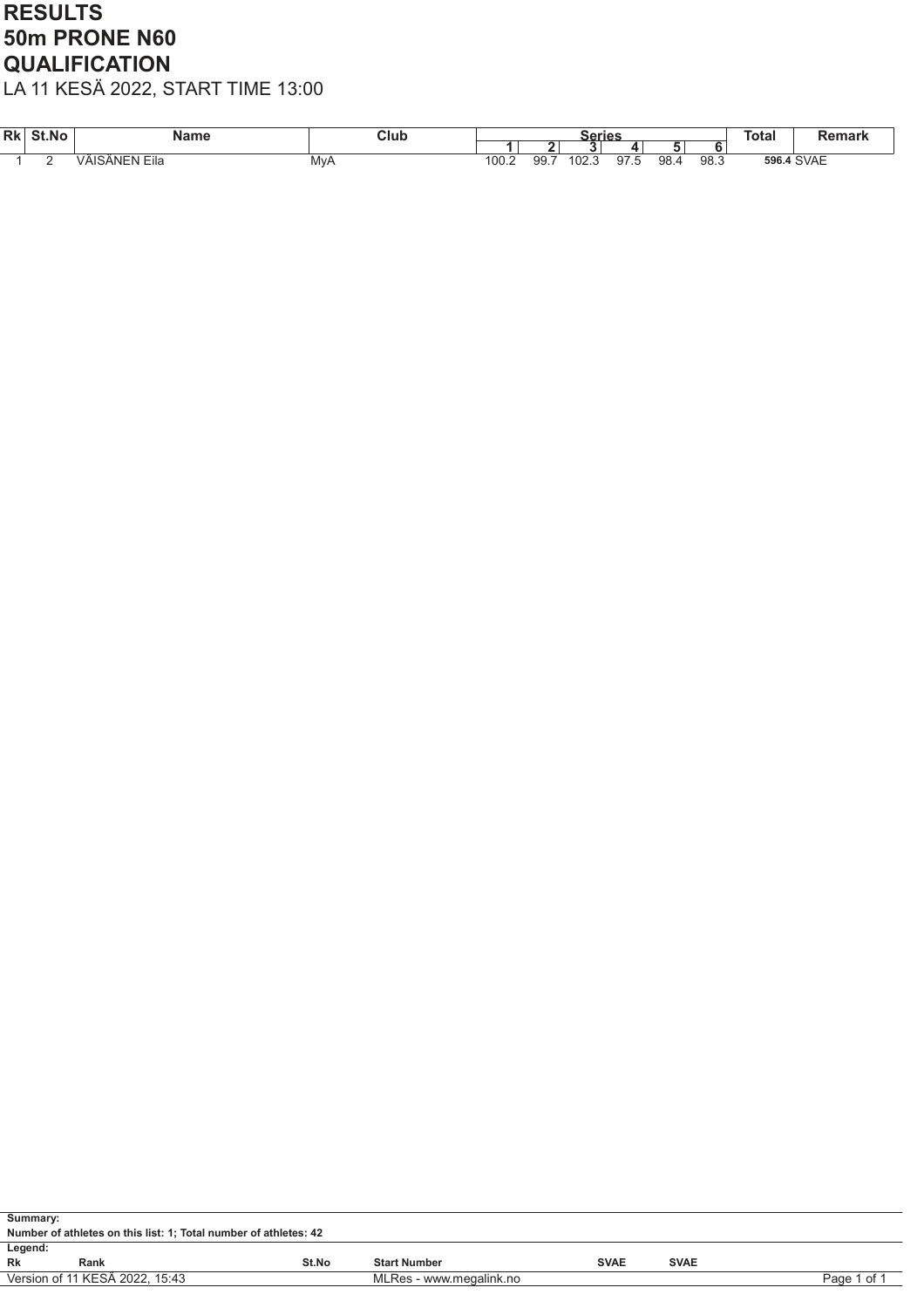# RESULTS
# 50m PRONE N60
# QUALIFICATION

LA 11 KESÄ 2022, START TIME 13:00

| Rk | St.No | Name | Club | Series | | | | | | Total | Remark |
|---|---|---|---|---|---|---|---|---|---|---|---|
| | | | | 1 | 2 | 3 | 4 | 5 | 6 | | |
| 1 | 2 | VÄISÄNEN Eila | MyA | 100.2 | 99.7 | 102.3 | 97.5 | 98.4 | 98.3 | **596.4** | SVAE |

**Summary:**

**Number of athletes on this list: 1; Total number of athletes: 42**

**Legend:**

| Rk | Rank | St.No | Start Number | SVAE | SVAE |
|---|---|---|---|---|---|

Version of 11 KESÄ 2022, 15:43 MLRes - www.megalink.no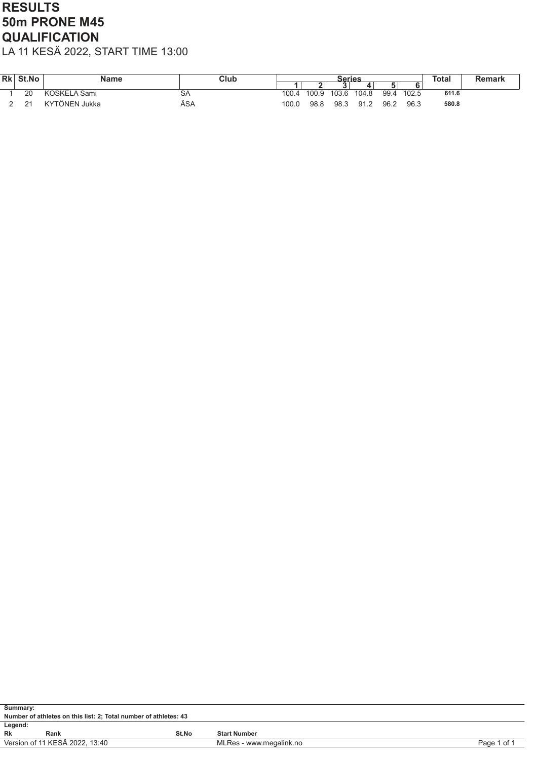# RESULTS
# 50m PRONE M45
# QUALIFICATION

LA 11 KESÄ 2022, START TIME 13:00

| Rk | St.No | Name | Club | Series | | | | | | Total | Remark |
|---|---|---|---|---|---|---|---|---|---|---|---|
| | | | | 1 | 2 | 3 | 4 | 5 | 6 | | |
| 1 | 20 | KOSKELA Sami | SA | 100.4 | 100.9 | 103.6 | 104.8 | 99.4 | 102.5 | **611.6** | |
| 2 | 21 | KYTÖNEN Jukka | ÄSA | 100.0 | 98.8 | 98.3 | 91.2 | 96.2 | 96.3 | **580.8** | |

**Summary:**
**Number of athletes on this list: 2; Total number of athletes: 43**

**Legend:**

| | | | |
|---|---|---|---|
| **Rk** | **Rank** | **St.No** | **Start Number** |

Version of 11 KESÄ 2022, 13:40 MLRes - www.megalink.no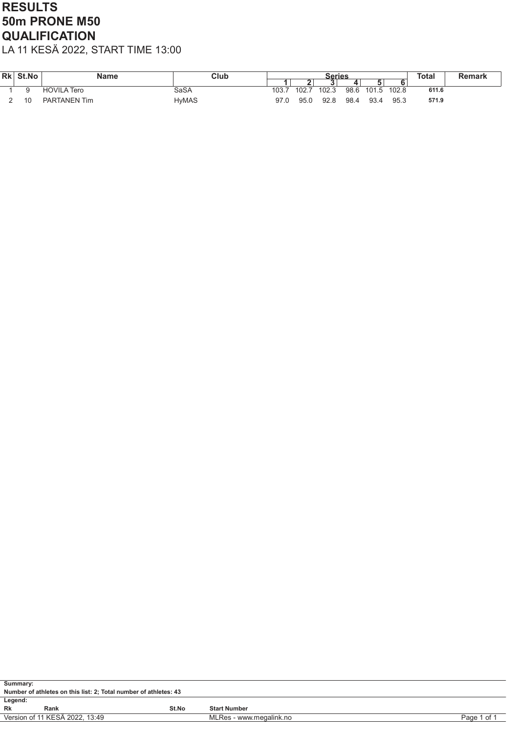# RESULTS
# 50m PRONE M50
# QUALIFICATION

LA 11 KESÄ 2022, START TIME 13:00

| Rk | St.No | Name | Club | Series | | | | | | Total | Remark |
|---|---|---|---|---|---|---|---|---|---|---|---|
| | | | | 1 | 2 | 3 | 4 | 5 | 6 | | |
| 1 | 9 | HOVILA Tero | SaSA | 103.7 | 102.7 | 102.3 | 98.6 | 101.5 | 102.8 | **611.6** | |
| 2 | 10 | PARTANEN Tim | HyMAS | 97.0 | 95.0 | 92.8 | 98.4 | 93.4 | 95.3 | **571.9** | |

**Summary:**
**Number of athletes on this list: 2; Total number of athletes: 43**

**Legend:**

| | | | |
|---|---|---|---|
| **Rk** | **Rank** | **St.No** | **Start Number** |

Version of 11 KESÄ 2022, 13:49 — MLRes - www.megalink.no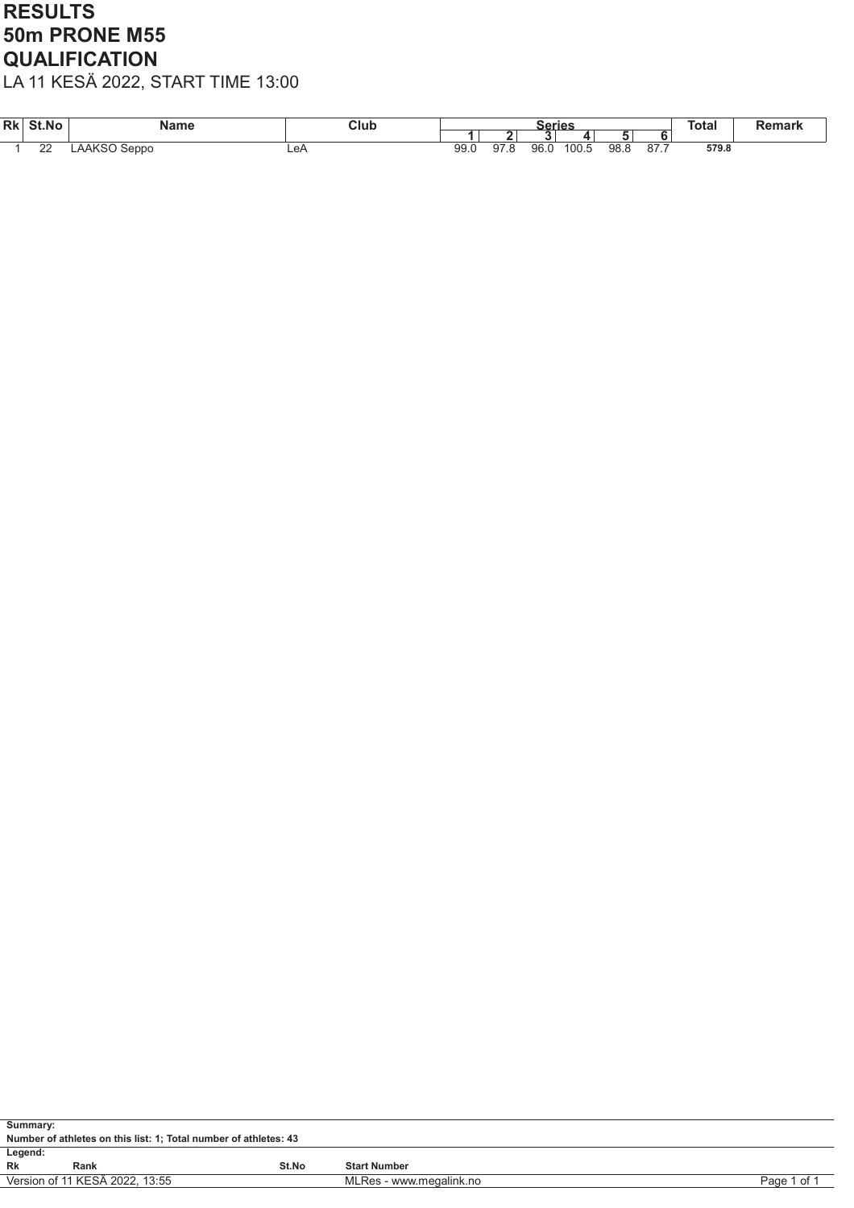# RESULTS
# 50m PRONE M55
# QUALIFICATION

LA 11 KESÄ 2022, START TIME 13:00

| Rk | St.No | Name | Club | Series | | | | | | Total | Remark |
|---|---|---|---|---|---|---|---|---|---|---|---|
| | | | | 1 | 2 | 3 | 4 | 5 | 6 | | |
| 1 | 22 | LAAKSO Seppo | LeA | 99.0 | 97.8 | 96.0 | 100.5 | 98.8 | 87.7 | **579.8** | |

**Summary:**
**Number of athletes on this list: 1; Total number of athletes: 43**

**Legend:**

| | | | |
|---|---|---|---|
| **Rk** | **Rank** | **St.No** | **Start Number** |

Version of 11 KESÄ 2022, 13:55    MLRes - www.megalink.no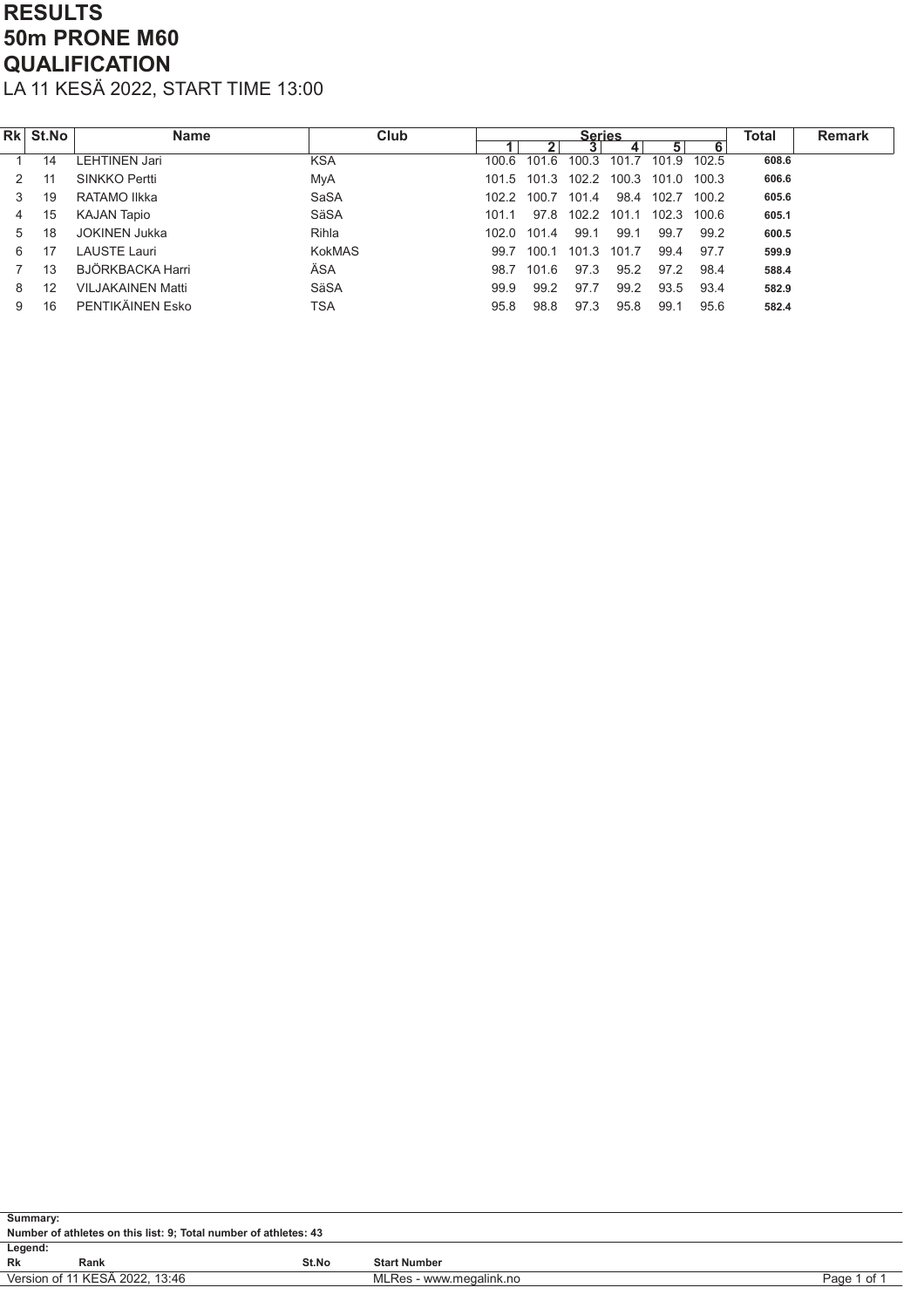# RESULTS
# 50m PRONE M60
# QUALIFICATION

LA 11 KESÄ 2022, START TIME 13:00

| Rk | St.No | Name | Club | Series | | | | | | Total | Remark |
|---|---|---|---|---|---|---|---|---|---|---|---|
| | | | | 1 | 2 | 3 | 4 | 5 | 6 | | |
| 1 | 14 | LEHTINEN Jari | KSA | 100.6 | 101.6 | 100.3 | 101.7 | 101.9 | 102.5 | **608.6** | |
| 2 | 11 | SINKKO Pertti | MyA | 101.5 | 101.3 | 102.2 | 100.3 | 101.0 | 100.3 | **606.6** | |
| 3 | 19 | RATAMO Ilkka | SaSA | 102.2 | 100.7 | 101.4 | 98.4 | 102.7 | 100.2 | **605.6** | |
| 4 | 15 | KAJAN Tapio | SäSA | 101.1 | 97.8 | 102.2 | 101.1 | 102.3 | 100.6 | **605.1** | |
| 5 | 18 | JOKINEN Jukka | Rihla | 102.0 | 101.4 | 99.1 | 99.1 | 99.7 | 99.2 | **600.5** | |
| 6 | 17 | LAUSTE Lauri | KokMAS | 99.7 | 100.1 | 101.3 | 101.7 | 99.4 | 97.7 | **599.9** | |
| 7 | 13 | BJÖRKBACKA Harri | ÄSA | 98.7 | 101.6 | 97.3 | 95.2 | 97.2 | 98.4 | **588.4** | |
| 8 | 12 | VILJAKAINEN Matti | SäSA | 99.9 | 99.2 | 97.7 | 99.2 | 93.5 | 93.4 | **582.9** | |
| 9 | 16 | PENTIKÄINEN Esko | TSA | 95.8 | 98.8 | 97.3 | 95.8 | 99.1 | 95.6 | **582.4** | |

**Summary:**
**Number of athletes on this list: 9; Total number of athletes: 43**

**Legend:**

| | | | |
|---|---|---|---|
| **Rk** | **Rank** | **St.No** | **Start Number** |

Version of 11 KESÄ 2022, 13:46 — MLRes - www.megalink.no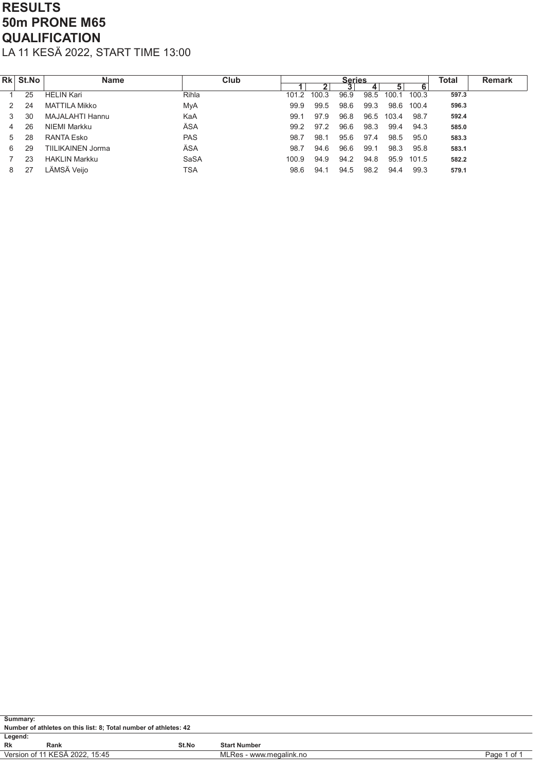# RESULTS
# 50m PRONE M65
# QUALIFICATION

LA 11 KESÄ 2022, START TIME 13:00

| Rk | St.No | Name | Club | Series 1 | 2 | 3 | 4 | 5 | 6 | Total | Remark |
|---|---|---|---|---|---|---|---|---|---|---|---|
| 1 | 25 | HELIN Kari | Rihla | 101.2 | 100.3 | 96.9 | 98.5 | 100.1 | 100.3 | **597.3** | |
| 2 | 24 | MATTILA Mikko | MyA | 99.9 | 99.5 | 98.6 | 99.3 | 98.6 | 100.4 | **596.3** | |
| 3 | 30 | MAJALAHTI Hannu | KaA | 99.1 | 97.9 | 96.8 | 96.5 | 103.4 | 98.7 | **592.4** | |
| 4 | 26 | NIEMI Markku | ÄSA | 99.2 | 97.2 | 96.6 | 98.3 | 99.4 | 94.3 | **585.0** | |
| 5 | 28 | RANTA Esko | PAS | 98.7 | 98.1 | 95.6 | 97.4 | 98.5 | 95.0 | **583.3** | |
| 6 | 29 | TIILIKAINEN Jorma | ÄSA | 98.7 | 94.6 | 96.6 | 99.1 | 98.3 | 95.8 | **583.1** | |
| 7 | 23 | HAKLIN Markku | SaSA | 100.9 | 94.9 | 94.2 | 94.8 | 95.9 | 101.5 | **582.2** | |
| 8 | 27 | LÄMSÄ Veijo | TSA | 98.6 | 94.1 | 94.5 | 98.2 | 94.4 | 99.3 | **579.1** | |

**Summary:**
**Number of athletes on this list: 8; Total number of athletes: 42**

**Legend:**

| | | | |
|---|---|---|---|
| **Rk** | **Rank** | **St.No** | **Start Number** |

Version of 11 KESÄ 2022, 15:45 — MLRes - www.megalink.no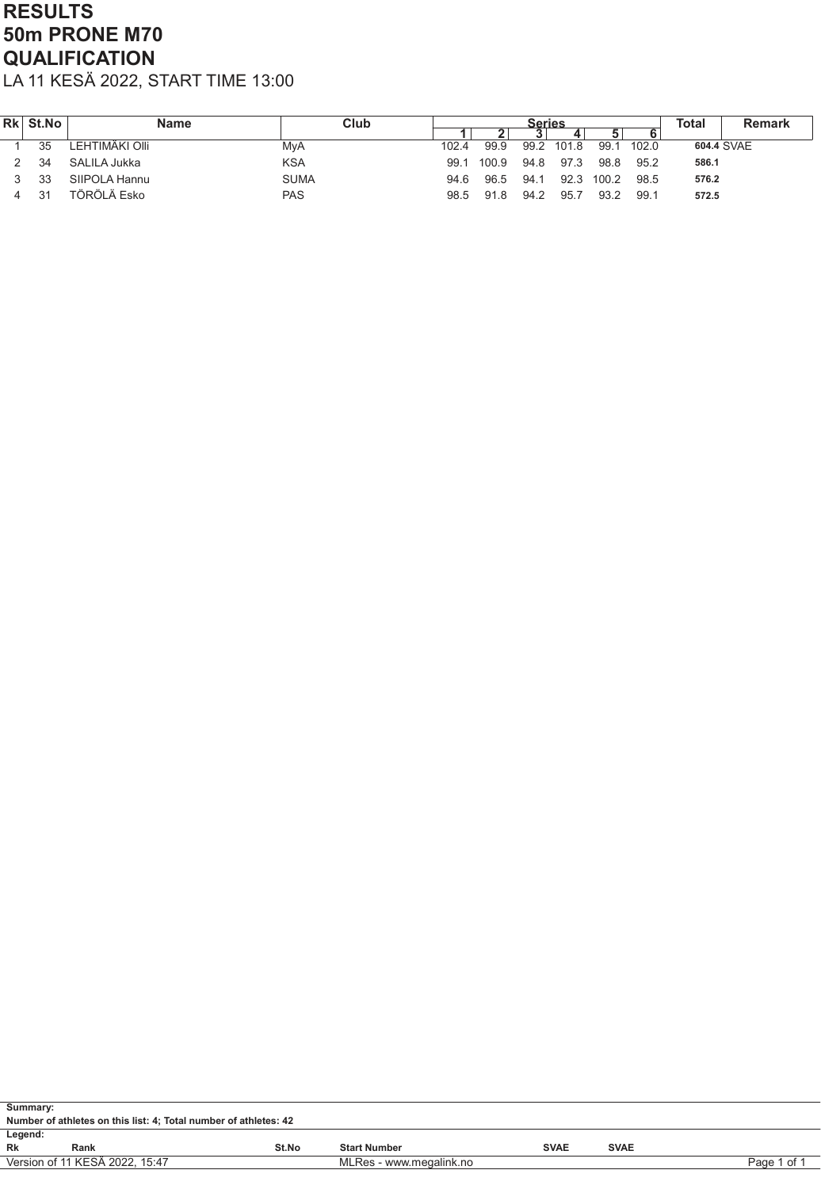# RESULTS
# 50m PRONE M70
# QUALIFICATION

LA 11 KESÄ 2022, START TIME 13:00

| Rk | St.No | Name | Club | Series 1 | 2 | 3 | 4 | 5 | 6 | Total | Remark |
|---|---|---|---|---|---|---|---|---|---|---|---|
| 1 | 35 | LEHTIMÄKI Olli | MyA | 102.4 | 99.9 | 99.2 | 101.8 | 99.1 | 102.0 | **604.4** | SVAE |
| 2 | 34 | SALILA Jukka | KSA | 99.1 | 100.9 | 94.8 | 97.3 | 98.8 | 95.2 | **586.1** | |
| 3 | 33 | SIIPOLA Hannu | SUMA | 94.6 | 96.5 | 94.1 | 92.3 | 100.2 | 98.5 | **576.2** | |
| 4 | 31 | TÖRÖLÄ Esko | PAS | 98.5 | 91.8 | 94.2 | 95.7 | 93.2 | 99.1 | **572.5** | |

**Summary:**

**Number of athletes on this list: 4; Total number of athletes: 42**

**Legend:**

| | | | | | |
|---|---|---|---|---|---|
| **Rk** | **Rank** | **St.No** | **Start Number** | **SVAE** | **SVAE** |

Version of 11 KESÄ 2022, 15:47 MLRes - www.megalink.no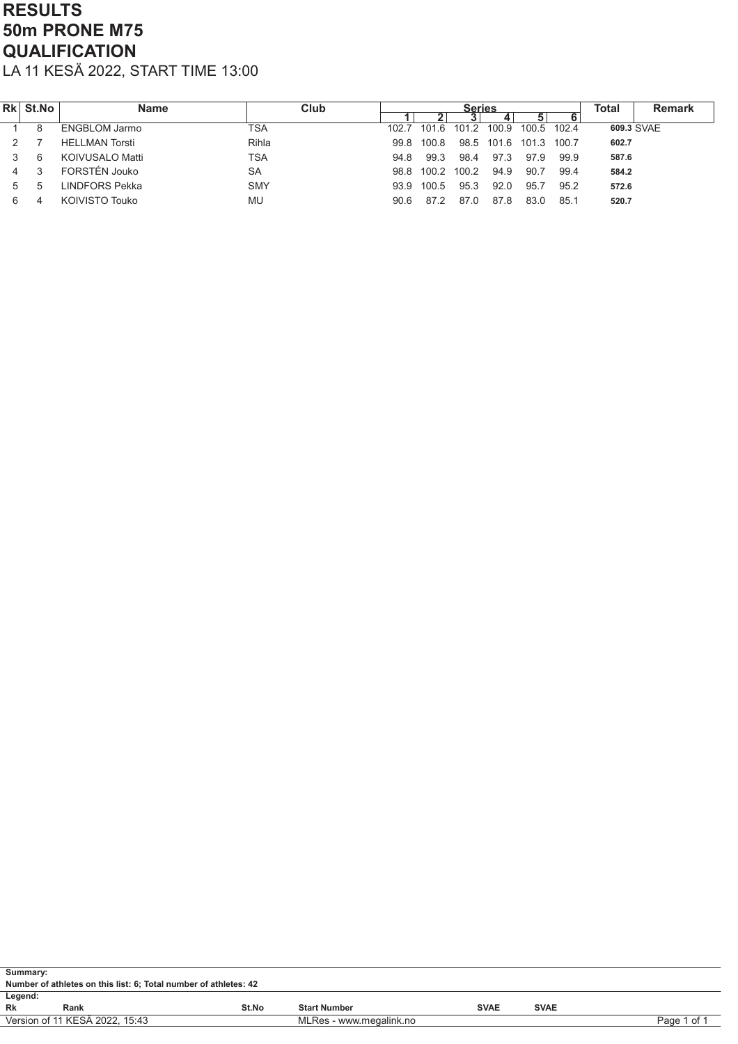# RESULTS
# 50m PRONE M75
# QUALIFICATION

LA 11 KESÄ 2022, START TIME 13:00

| Rk | St.No | Name | Club | Series 1 | 2 | 3 | 4 | 5 | 6 | Total | Remark |
|---|---|---|---|---|---|---|---|---|---|---|---|
| 1 | 8 | ENGBLOM Jarmo | TSA | 102.7 | 101.6 | 101.2 | 100.9 | 100.5 | 102.4 | **609.3** | SVAE |
| 2 | 7 | HELLMAN Torsti | Rihla | 99.8 | 100.8 | 98.5 | 101.6 | 101.3 | 100.7 | **602.7** | |
| 3 | 6 | KOIVUSALO Matti | TSA | 94.8 | 99.3 | 98.4 | 97.3 | 97.9 | 99.9 | **587.6** | |
| 4 | 3 | FORSTÉN Jouko | SA | 98.8 | 100.2 | 100.2 | 94.9 | 90.7 | 99.4 | **584.2** | |
| 5 | 5 | LINDFORS Pekka | SMY | 93.9 | 100.5 | 95.3 | 92.0 | 95.7 | 95.2 | **572.6** | |
| 6 | 4 | KOIVISTO Touko | MU | 90.6 | 87.2 | 87.0 | 87.8 | 83.0 | 85.1 | **520.7** | |

**Summary:**
**Number of athletes on this list: 6; Total number of athletes: 42**

**Legend:**

| | | | | | |
|---|---|---|---|---|---|
| **Rk** | **Rank** | **St.No** | **Start Number** | **SVAE** | **SVAE** |

Version of 11 KESÄ 2022, 15:43 — MLRes - www.megalink.no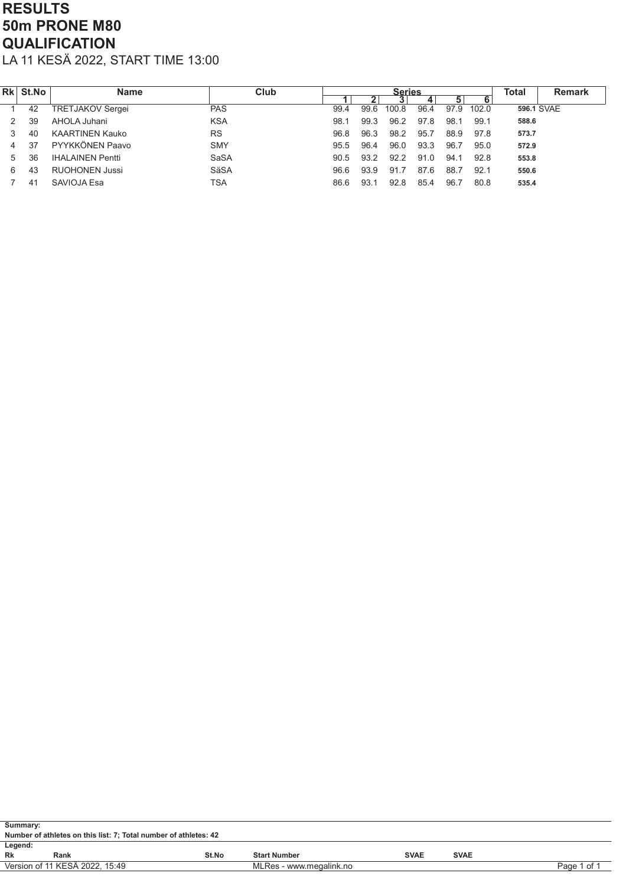# RESULTS
# 50m PRONE M80
# QUALIFICATION

LA 11 KESÄ 2022, START TIME 13:00

| Rk | St.No | Name | Club | Series 1 | 2 | 3 | 4 | 5 | 6 | Total | Remark |
|---|---|---|---|---|---|---|---|---|---|---|---|
| 1 | 42 | TRETJAKOV Sergei | PAS | 99.4 | 99.6 | 100.8 | 96.4 | 97.9 | 102.0 | **596.1** | SVAE |
| 2 | 39 | AHOLA Juhani | KSA | 98.1 | 99.3 | 96.2 | 97.8 | 98.1 | 99.1 | **588.6** | |
| 3 | 40 | KAARTINEN Kauko | RS | 96.8 | 96.3 | 98.2 | 95.7 | 88.9 | 97.8 | **573.7** | |
| 4 | 37 | PYYKKÖNEN Paavo | SMY | 95.5 | 96.4 | 96.0 | 93.3 | 96.7 | 95.0 | **572.9** | |
| 5 | 36 | IHALAINEN Pentti | SaSA | 90.5 | 93.2 | 92.2 | 91.0 | 94.1 | 92.8 | **553.8** | |
| 6 | 43 | RUOHONEN Jussi | SäSA | 96.6 | 93.9 | 91.7 | 87.6 | 88.7 | 92.1 | **550.6** | |
| 7 | 41 | SAVIOJA Esa | TSA | 86.6 | 93.1 | 92.8 | 85.4 | 96.7 | 80.8 | **535.4** | |

**Summary:**
**Number of athletes on this list: 7; Total number of athletes: 42**

**Legend:**

| Rk | Rank | St.No | Start Number | SVAE | SVAE |
|---|---|---|---|---|---|

Version of 11 KESÄ 2022, 15:49 MLRes - www.megalink.no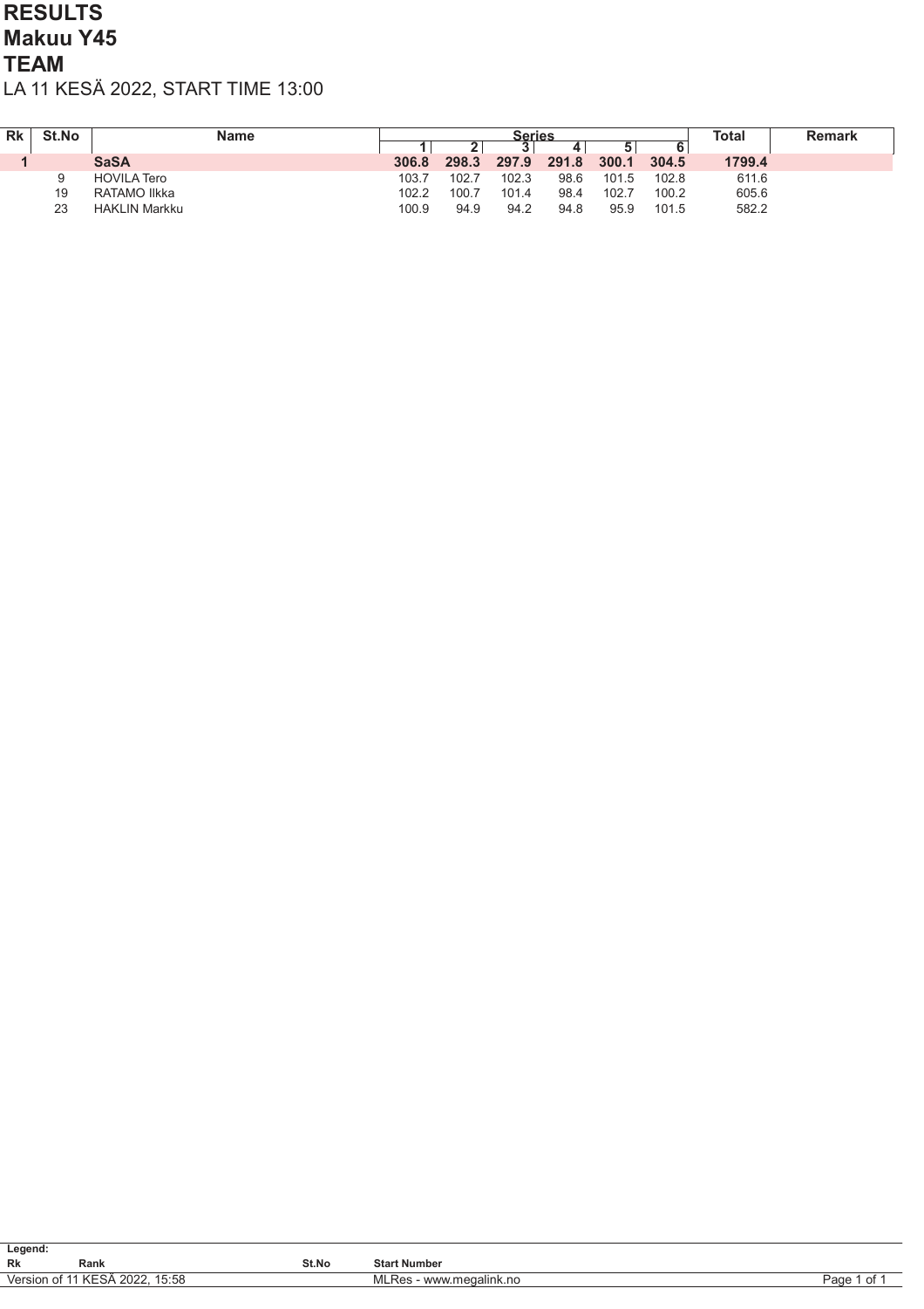# RESULTS
# Makuu Y45
# TEAM

LA 11 KESÄ 2022, START TIME 13:00

| Rk | St.No | Name | Series | | | | | | Total | Remark |
|---|---|---|---|---|---|---|---|---|---|---|
| | | | 1 | 2 | 3 | 4 | 5 | 6 | | |
| **1** | | **SaSA** | **306.8** | **298.3** | **297.9** | **291.8** | **300.1** | **304.5** | **1799.4** | |
| | 9 | HOVILA Tero | 103.7 | 102.7 | 102.3 | 98.6 | 101.5 | 102.8 | 611.6 | |
| | 19 | RATAMO Ilkka | 102.2 | 100.7 | 101.4 | 98.4 | 102.7 | 100.2 | 605.6 | |
| | 23 | HAKLIN Markku | 100.9 | 94.9 | 94.2 | 94.8 | 95.9 | 101.5 | 582.2 | |

**Legend:**

| | | | |
|---|---|---|---|
| **Rk** | **Rank** | **St.No** | **Start Number** |

Version of 11 KESÄ 2022, 15:58 — MLRes - www.megalink.no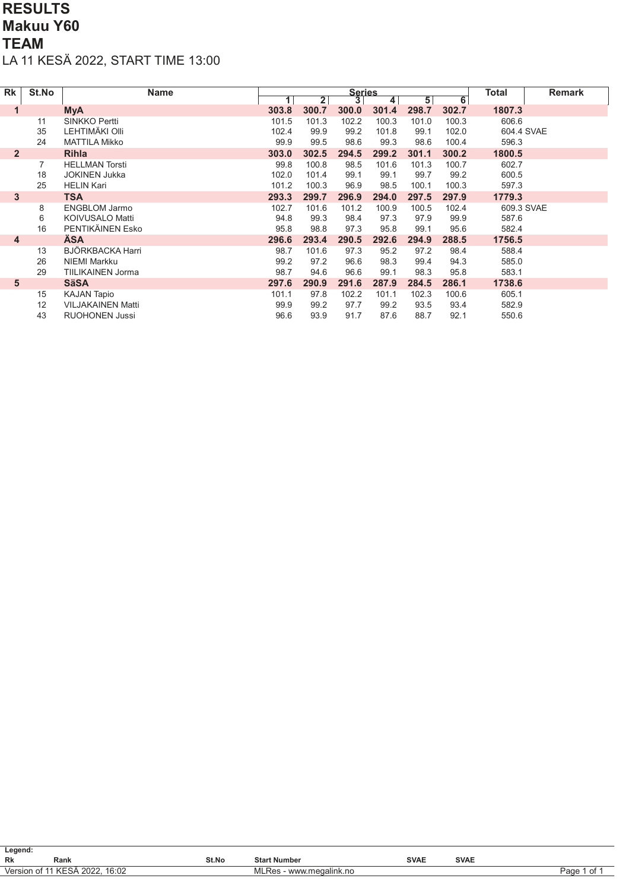# RESULTS
## Makuu Y60
## TEAM
LA 11 KESÄ 2022, START TIME 13:00

| Rk | St.No | Name | Series | | | | | | Total | Remark |
|---|---|---|---|---|---|---|---|---|---|---|
| | | | 1 | 2 | 3 | 4 | 5 | 6 | | |
| **1** | | **MyA** | **303.8** | **300.7** | **300.0** | **301.4** | **298.7** | **302.7** | **1807.3** | |
| | 11 | SINKKO Pertti | 101.5 | 101.3 | 102.2 | 100.3 | 101.0 | 100.3 | 606.6 | |
| | 35 | LEHTIMÄKI Olli | 102.4 | 99.9 | 99.2 | 101.8 | 99.1 | 102.0 | 604.4 | SVAE |
| | 24 | MATTILA Mikko | 99.9 | 99.5 | 98.6 | 99.3 | 98.6 | 100.4 | 596.3 | |
| **2** | | **Rihla** | **303.0** | **302.5** | **294.5** | **299.2** | **301.1** | **300.2** | **1800.5** | |
| | 7 | HELLMAN Torsti | 99.8 | 100.8 | 98.5 | 101.6 | 101.3 | 100.7 | 602.7 | |
| | 18 | JOKINEN Jukka | 102.0 | 101.4 | 99.1 | 99.1 | 99.7 | 99.2 | 600.5 | |
| | 25 | HELIN Kari | 101.2 | 100.3 | 96.9 | 98.5 | 100.1 | 100.3 | 597.3 | |
| **3** | | **TSA** | **293.3** | **299.7** | **296.9** | **294.0** | **297.5** | **297.9** | **1779.3** | |
| | 8 | ENGBLOM Jarmo | 102.7 | 101.6 | 101.2 | 100.9 | 100.5 | 102.4 | 609.3 | SVAE |
| | 6 | KOIVUSALO Matti | 94.8 | 99.3 | 98.4 | 97.3 | 97.9 | 99.9 | 587.6 | |
| | 16 | PENTIKÄINEN Esko | 95.8 | 98.8 | 97.3 | 95.8 | 99.1 | 95.6 | 582.4 | |
| **4** | | **ÄSA** | **296.6** | **293.4** | **290.5** | **292.6** | **294.9** | **288.5** | **1756.5** | |
| | 13 | BJÖRKBACKA Harri | 98.7 | 101.6 | 97.3 | 95.2 | 97.2 | 98.4 | 588.4 | |
| | 26 | NIEMI Markku | 99.2 | 97.2 | 96.6 | 98.3 | 99.4 | 94.3 | 585.0 | |
| | 29 | TIILIKAINEN Jorma | 98.7 | 94.6 | 96.6 | 99.1 | 98.3 | 95.8 | 583.1 | |
| **5** | | **SäSA** | **297.6** | **290.9** | **291.6** | **287.9** | **284.5** | **286.1** | **1738.6** | |
| | 15 | KAJAN Tapio | 101.1 | 97.8 | 102.2 | 101.1 | 102.3 | 100.6 | 605.1 | |
| | 12 | VILJAKAINEN Matti | 99.9 | 99.2 | 97.7 | 99.2 | 93.5 | 93.4 | 582.9 | |
| | 43 | RUOHONEN Jussi | 96.6 | 93.9 | 91.7 | 87.6 | 88.7 | 92.1 | 550.6 | |

**Legend:**

| | | | | | |
|---|---|---|---|---|---|
| **Rk** | **Rank** | **St.No** | **Start Number** | **SVAE** | **SVAE** |

Version of 11 KESÄ 2022, 16:02 — MLRes - www.megalink.no